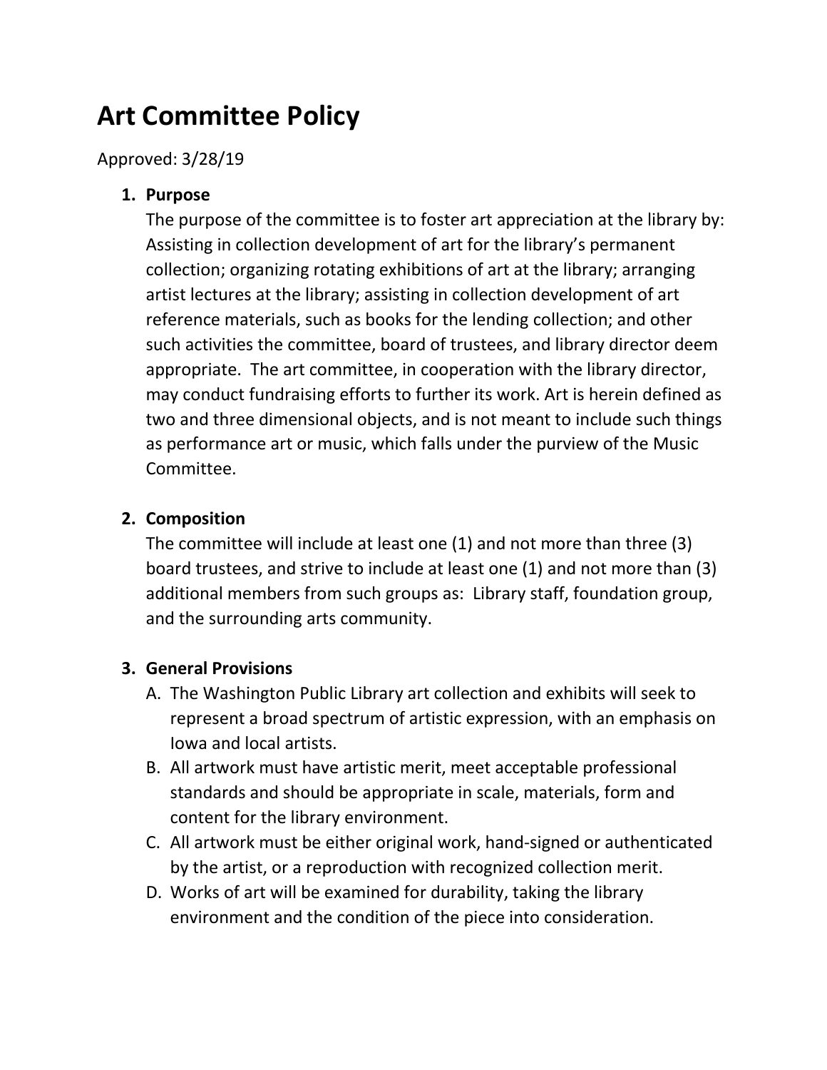# Art Committee Policy

Approved: 3/28/19

1. **Purpose**
   The purpose of the committee is to foster art appreciation at the library by: Assisting in collection development of art for the library's permanent collection; organizing rotating exhibitions of art at the library; arranging artist lectures at the library; assisting in collection development of art reference materials, such as books for the lending collection; and other such activities the committee, board of trustees, and library director deem appropriate. The art committee, in cooperation with the library director, may conduct fundraising efforts to further its work. Art is herein defined as two and three dimensional objects, and is not meant to include such things as performance art or music, which falls under the purview of the Music Committee.

2. **Composition**
   The committee will include at least one (1) and not more than three (3) board trustees, and strive to include at least one (1) and not more than (3) additional members from such groups as: Library staff, foundation group, and the surrounding arts community.

3. **General Provisions**
   A. The Washington Public Library art collection and exhibits will seek to represent a broad spectrum of artistic expression, with an emphasis on Iowa and local artists.
   B. All artwork must have artistic merit, meet acceptable professional standards and should be appropriate in scale, materials, form and content for the library environment.
   C. All artwork must be either original work, hand-signed or authenticated by the artist, or a reproduction with recognized collection merit.
   D. Works of art will be examined for durability, taking the library environment and the condition of the piece into consideration.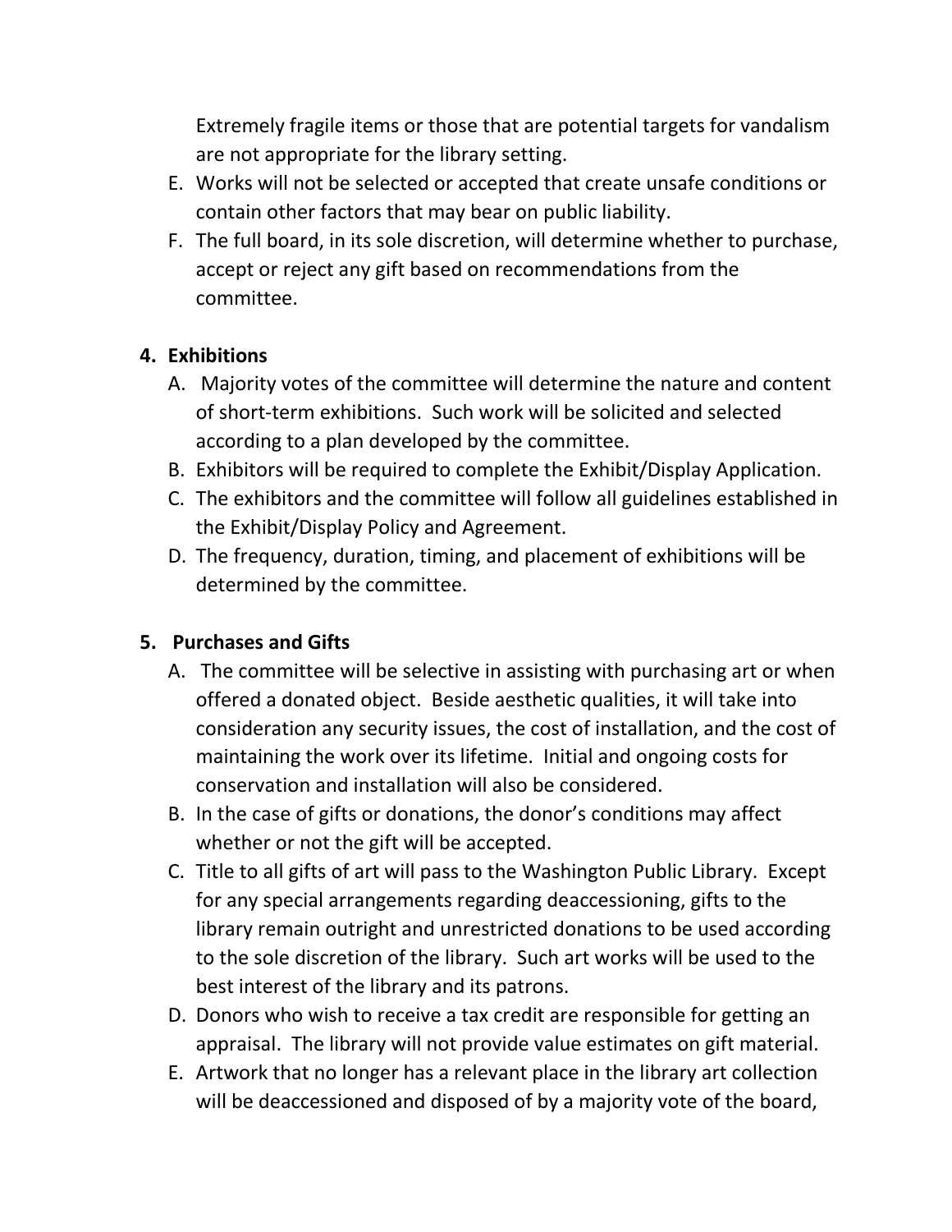Extremely fragile items or those that are potential targets for vandalism are not appropriate for the library setting.

E. Works will not be selected or accepted that create unsafe conditions or contain other factors that may bear on public liability.
F. The full board, in its sole discretion, will determine whether to purchase, accept or reject any gift based on recommendations from the committee.

**4. Exhibitions**

A. Majority votes of the committee will determine the nature and content of short-term exhibitions. Such work will be solicited and selected according to a plan developed by the committee.
B. Exhibitors will be required to complete the Exhibit/Display Application.
C. The exhibitors and the committee will follow all guidelines established in the Exhibit/Display Policy and Agreement.
D. The frequency, duration, timing, and placement of exhibitions will be determined by the committee.

**5. Purchases and Gifts**

A. The committee will be selective in assisting with purchasing art or when offered a donated object. Beside aesthetic qualities, it will take into consideration any security issues, the cost of installation, and the cost of maintaining the work over its lifetime. Initial and ongoing costs for conservation and installation will also be considered.
B. In the case of gifts or donations, the donor's conditions may affect whether or not the gift will be accepted.
C. Title to all gifts of art will pass to the Washington Public Library. Except for any special arrangements regarding deaccessioning, gifts to the library remain outright and unrestricted donations to be used according to the sole discretion of the library. Such art works will be used to the best interest of the library and its patrons.
D. Donors who wish to receive a tax credit are responsible for getting an appraisal. The library will not provide value estimates on gift material.
E. Artwork that no longer has a relevant place in the library art collection will be deaccessioned and disposed of by a majority vote of the board,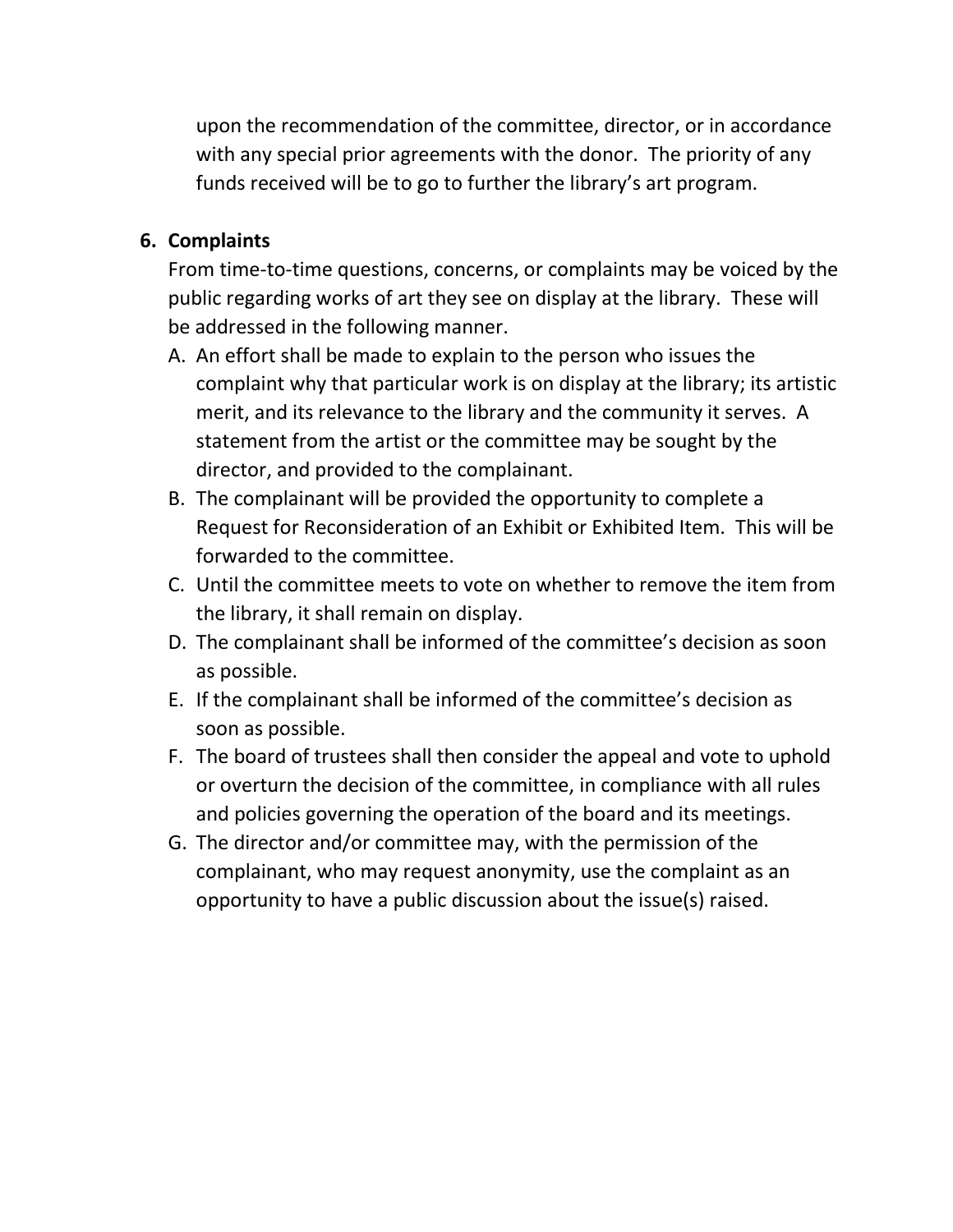upon the recommendation of the committee, director, or in accordance with any special prior agreements with the donor. The priority of any funds received will be to go to further the library's art program.

6. **Complaints**

   From time-to-time questions, concerns, or complaints may be voiced by the public regarding works of art they see on display at the library. These will be addressed in the following manner.

   A. An effort shall be made to explain to the person who issues the complaint why that particular work is on display at the library; its artistic merit, and its relevance to the library and the community it serves. A statement from the artist or the committee may be sought by the director, and provided to the complainant.
   B. The complainant will be provided the opportunity to complete a Request for Reconsideration of an Exhibit or Exhibited Item. This will be forwarded to the committee.
   C. Until the committee meets to vote on whether to remove the item from the library, it shall remain on display.
   D. The complainant shall be informed of the committee's decision as soon as possible.
   E. If the complainant shall be informed of the committee's decision as soon as possible.
   F. The board of trustees shall then consider the appeal and vote to uphold or overturn the decision of the committee, in compliance with all rules and policies governing the operation of the board and its meetings.
   G. The director and/or committee may, with the permission of the complainant, who may request anonymity, use the complaint as an opportunity to have a public discussion about the issue(s) raised.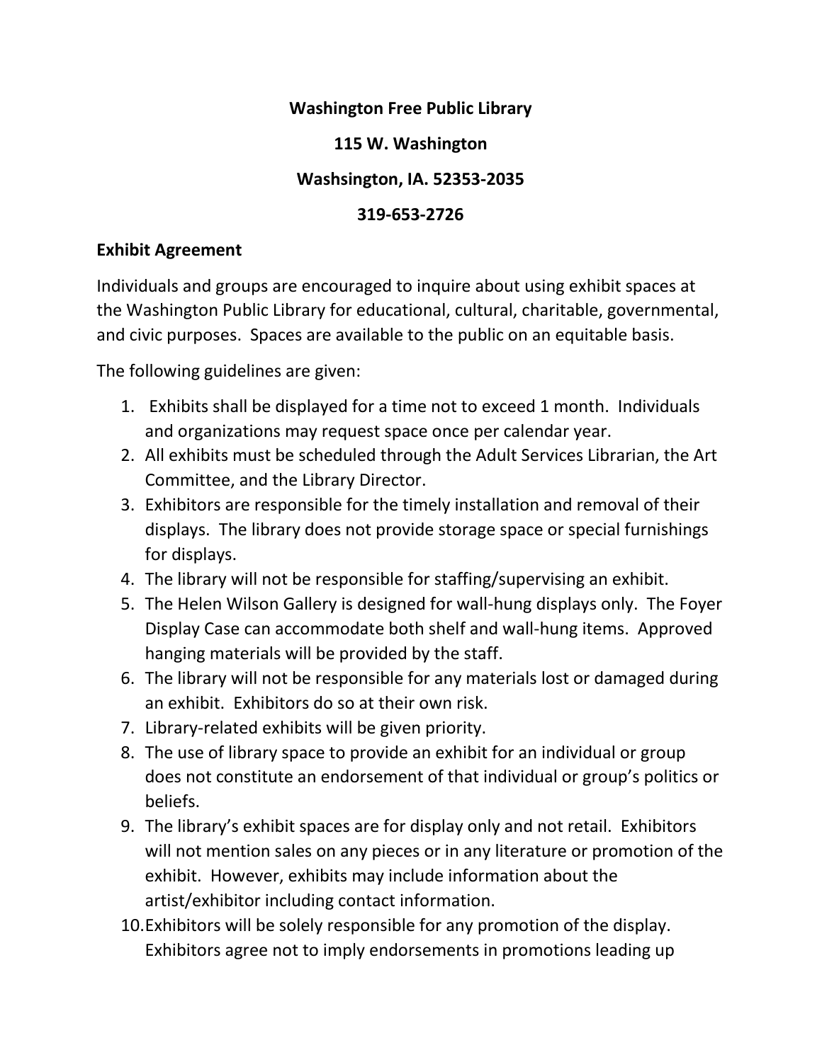**Washington Free Public Library**

**115 W. Washington**

**Washsington, IA. 52353-2035**

**319-653-2726**

**Exhibit Agreement**

Individuals and groups are encouraged to inquire about using exhibit spaces at the Washington Public Library for educational, cultural, charitable, governmental, and civic purposes. Spaces are available to the public on an equitable basis.

The following guidelines are given:

1. Exhibits shall be displayed for a time not to exceed 1 month. Individuals and organizations may request space once per calendar year.
2. All exhibits must be scheduled through the Adult Services Librarian, the Art Committee, and the Library Director.
3. Exhibitors are responsible for the timely installation and removal of their displays. The library does not provide storage space or special furnishings for displays.
4. The library will not be responsible for staffing/supervising an exhibit.
5. The Helen Wilson Gallery is designed for wall-hung displays only. The Foyer Display Case can accommodate both shelf and wall-hung items. Approved hanging materials will be provided by the staff.
6. The library will not be responsible for any materials lost or damaged during an exhibit. Exhibitors do so at their own risk.
7. Library-related exhibits will be given priority.
8. The use of library space to provide an exhibit for an individual or group does not constitute an endorsement of that individual or group's politics or beliefs.
9. The library's exhibit spaces are for display only and not retail. Exhibitors will not mention sales on any pieces or in any literature or promotion of the exhibit. However, exhibits may include information about the artist/exhibitor including contact information.
10. Exhibitors will be solely responsible for any promotion of the display. Exhibitors agree not to imply endorsements in promotions leading up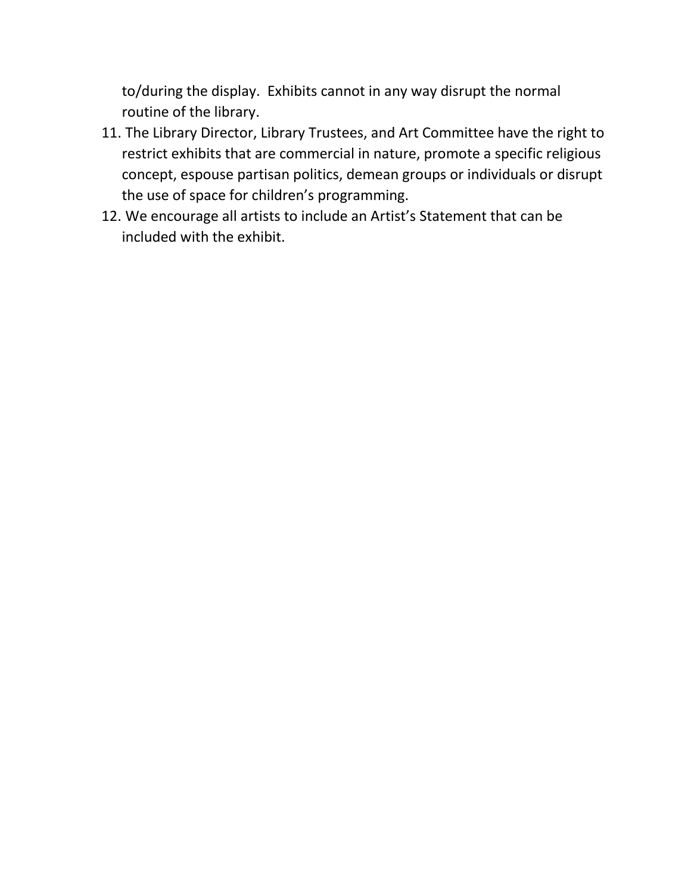to/during the display. Exhibits cannot in any way disrupt the normal routine of the library.

11. The Library Director, Library Trustees, and Art Committee have the right to restrict exhibits that are commercial in nature, promote a specific religious concept, espouse partisan politics, demean groups or individuals or disrupt the use of space for children's programming.
12. We encourage all artists to include an Artist's Statement that can be included with the exhibit.